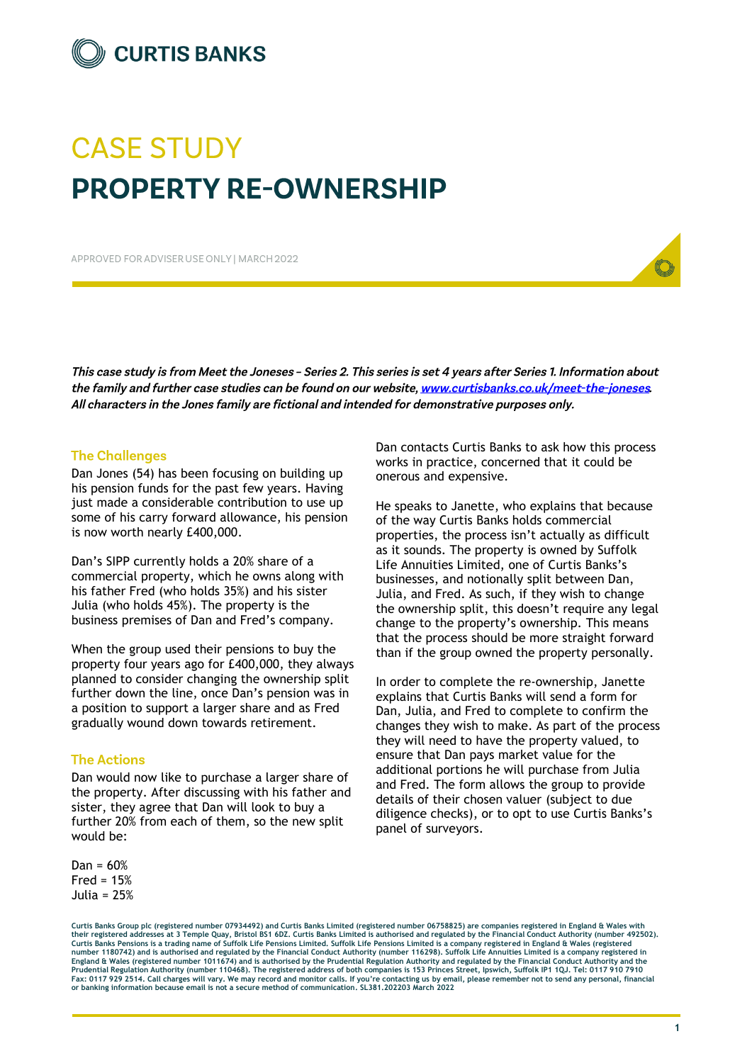CURTIS BANKS

# CASE STUDY
# PROPERTY RE-OWNERSHIP

APPROVED FOR ADVISER USE ONLY | MARCH 2022

***This case study is from Meet the Joneses – Series 2. This series is set 4 years after Series 1. Information about the family and further case studies can be found on our website, [www.curtisbanks.co.uk/meet-the-joneses](www.curtisbanks.co.uk/meet-the-joneses). All characters in the Jones family are fictional and intended for demonstrative purposes only.***

## The Challenges

Dan Jones (54) has been focusing on building up his pension funds for the past few years. Having just made a considerable contribution to use up some of his carry forward allowance, his pension is now worth nearly £400,000.

Dan's SIPP currently holds a 20% share of a commercial property, which he owns along with his father Fred (who holds 35%) and his sister Julia (who holds 45%). The property is the business premises of Dan and Fred's company.

When the group used their pensions to buy the property four years ago for £400,000, they always planned to consider changing the ownership split further down the line, once Dan's pension was in a position to support a larger share and as Fred gradually wound down towards retirement.

## The Actions

Dan would now like to purchase a larger share of the property. After discussing with his father and sister, they agree that Dan will look to buy a further 20% from each of them, so the new split would be:

Dan = 60%
Fred = 15%
Julia = 25%

Dan contacts Curtis Banks to ask how this process works in practice, concerned that it could be onerous and expensive.

He speaks to Janette, who explains that because of the way Curtis Banks holds commercial properties, the process isn't actually as difficult as it sounds. The property is owned by Suffolk Life Annuities Limited, one of Curtis Banks's businesses, and notionally split between Dan, Julia, and Fred. As such, if they wish to change the ownership split, this doesn't require any legal change to the property's ownership. This means that the process should be more straight forward than if the group owned the property personally.

In order to complete the re-ownership, Janette explains that Curtis Banks will send a form for Dan, Julia, and Fred to complete to confirm the changes they wish to make. As part of the process they will need to have the property valued, to ensure that Dan pays market value for the additional portions he will purchase from Julia and Fred. The form allows the group to provide details of their chosen valuer (subject to due diligence checks), or to opt to use Curtis Banks's panel of surveyors.

Curtis Banks Group plc (registered number 07934492) and Curtis Banks Limited (registered number 06758825) are companies registered in England & Wales with their registered addresses at 3 Temple Quay, Bristol BS1 6DZ. Curtis Banks Limited is authorised and regulated by the Financial Conduct Authority (number 492502). Curtis Banks Pensions is a trading name of Suffolk Life Pensions Limited. Suffolk Life Pensions Limited is a company registered in England & Wales (registered number 1180742) and is authorised and regulated by the Financial Conduct Authority (number 116298). Suffolk Life Annuities Limited is a company registered in England & Wales (registered number 1011674) and is authorised by the Prudential Regulation Authority and regulated by the Financial Conduct Authority and the Prudential Regulation Authority (number 110468). The registered address of both companies is 153 Princes Street, Ipswich, Suffolk IP1 1QJ. Tel: 0117 910 7910 Fax: 0117 929 2514. Call charges will vary. We may record and monitor calls. If you're contacting us by email, please remember not to send any personal, financial or banking information because email is not a secure method of communication. SL381.202203 March 2022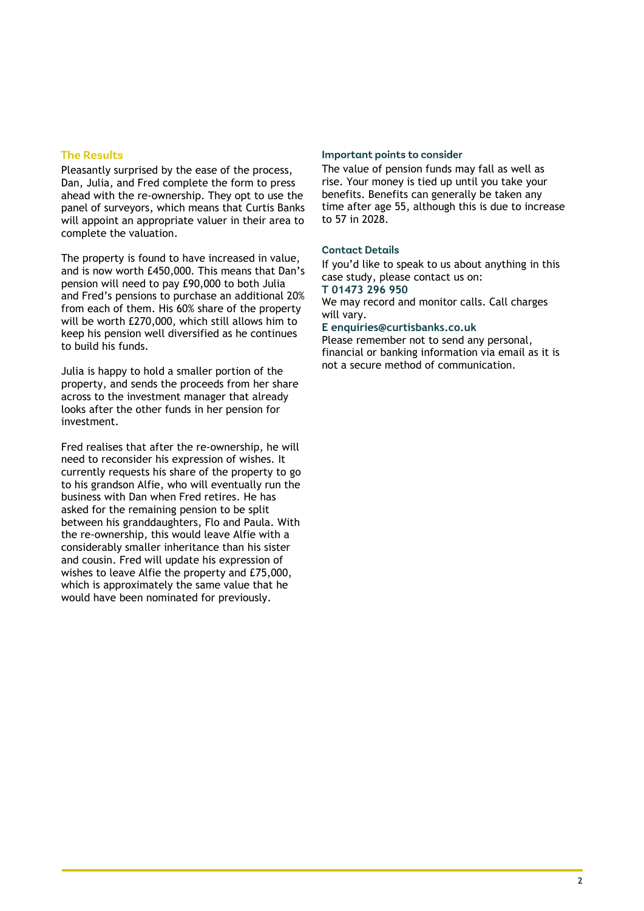## The Results

Pleasantly surprised by the ease of the process, Dan, Julia, and Fred complete the form to press ahead with the re-ownership. They opt to use the panel of surveyors, which means that Curtis Banks will appoint an appropriate valuer in their area to complete the valuation.

The property is found to have increased in value, and is now worth £450,000. This means that Dan's pension will need to pay £90,000 to both Julia and Fred's pensions to purchase an additional 20% from each of them. His 60% share of the property will be worth £270,000, which still allows him to keep his pension well diversified as he continues to build his funds.

Julia is happy to hold a smaller portion of the property, and sends the proceeds from her share across to the investment manager that already looks after the other funds in her pension for investment.

Fred realises that after the re-ownership, he will need to reconsider his expression of wishes. It currently requests his share of the property to go to his grandson Alfie, who will eventually run the business with Dan when Fred retires. He has asked for the remaining pension to be split between his granddaughters, Flo and Paula. With the re-ownership, this would leave Alfie with a considerably smaller inheritance than his sister and cousin. Fred will update his expression of wishes to leave Alfie the property and £75,000, which is approximately the same value that he would have been nominated for previously.

### Important points to consider

The value of pension funds may fall as well as rise. Your money is tied up until you take your benefits. Benefits can generally be taken any time after age 55, although this is due to increase to 57 in 2028.

### Contact Details

If you'd like to speak to us about anything in this case study, please contact us on:

**T 01473 296 950**

We may record and monitor calls. Call charges will vary.

**E enquiries@curtisbanks.co.uk**

Please remember not to send any personal, financial or banking information via email as it is not a secure method of communication.